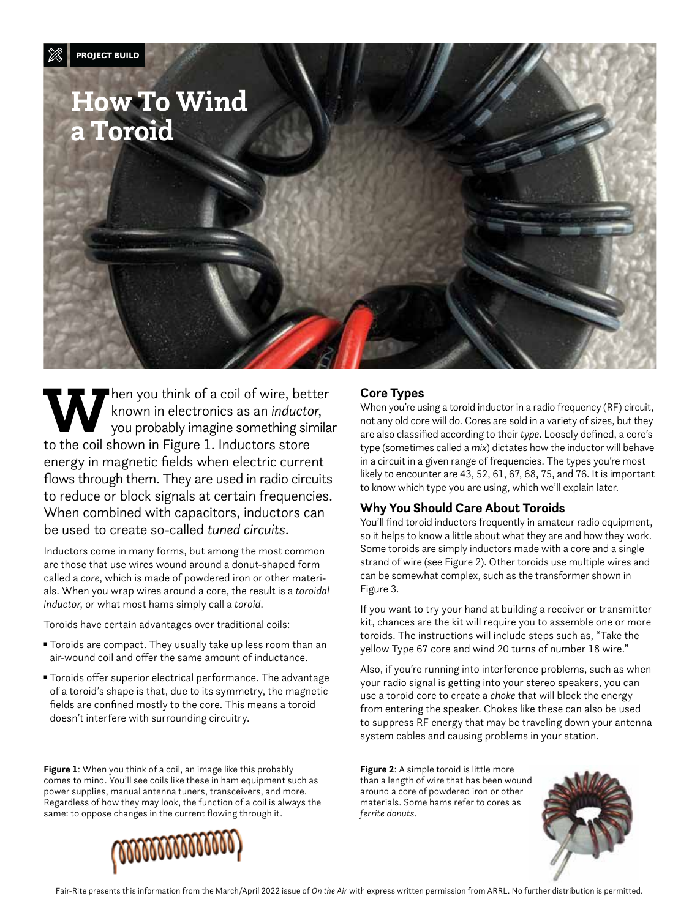PROJECT BUILD

# How To Wind a Toroid

When you think of a coil of wire, better known in electronics as an *inductor*, you probably imagine something similar to the coil shown in Figure 1. Inductors store energy in magnetic fields when electric current flows through them. They are used in radio circuits to reduce or block signals at certain frequencies. When combined with capacitors, inductors can be used to create so-called *tuned circuits*.

Inductors come in many forms, but among the most common are those that use wires wound around a donut-shaped form called a *core*, which is made of powdered iron or other materials. When you wrap wires around a core, the result is a *toroidal inductor*, or what most hams simply call a *toroid*.

Toroids have certain advantages over traditional coils:

- Toroids are compact. They usually take up less room than an air-wound coil and offer the same amount of inductance.
- Toroids offer superior electrical performance. The advantage of a toroid's shape is that, due to its symmetry, the magnetic fields are confined mostly to the core. This means a toroid doesn't interfere with surrounding circuitry.

## Core Types

When you're using a toroid inductor in a radio frequency (RF) circuit, not any old core will do. Cores are sold in a variety of sizes, but they are also classified according to their *type*. Loosely defined, a core's type (sometimes called a *mix*) dictates how the inductor will behave in a circuit in a given range of frequencies. The types you're most likely to encounter are 43, 52, 61, 67, 68, 75, and 76. It is important to know which type you are using, which we'll explain later.

## Why You Should Care About Toroids

You'll find toroid inductors frequently in amateur radio equipment, so it helps to know a little about what they are and how they work. Some toroids are simply inductors made with a core and a single strand of wire (see Figure 2). Other toroids use multiple wires and can be somewhat complex, such as the transformer shown in Figure 3.

If you want to try your hand at building a receiver or transmitter kit, chances are the kit will require you to assemble one or more toroids. The instructions will include steps such as, "Take the yellow Type 67 core and wind 20 turns of number 18 wire."

Also, if you're running into interference problems, such as when your radio signal is getting into your stereo speakers, you can use a toroid core to create a *choke* that will block the energy from entering the speaker. Chokes like these can also be used to suppress RF energy that may be traveling down your antenna system cables and causing problems in your station.

**Figure 1**: When you think of a coil, an image like this probably comes to mind. You'll see coils like these in ham equipment such as power supplies, manual antenna tuners, transceivers, and more. Regardless of how they may look, the function of a coil is always the same: to oppose changes in the current flowing through it.

**Figure 2**: A simple toroid is little more than a length of wire that has been wound around a core of powdered iron or other materials. Some hams refer to cores as *ferrite donuts*.

Fair-Rite presents this information from the March/April 2022 issue of *On the Air* with express written permission from ARRL. No further distribution is permitted.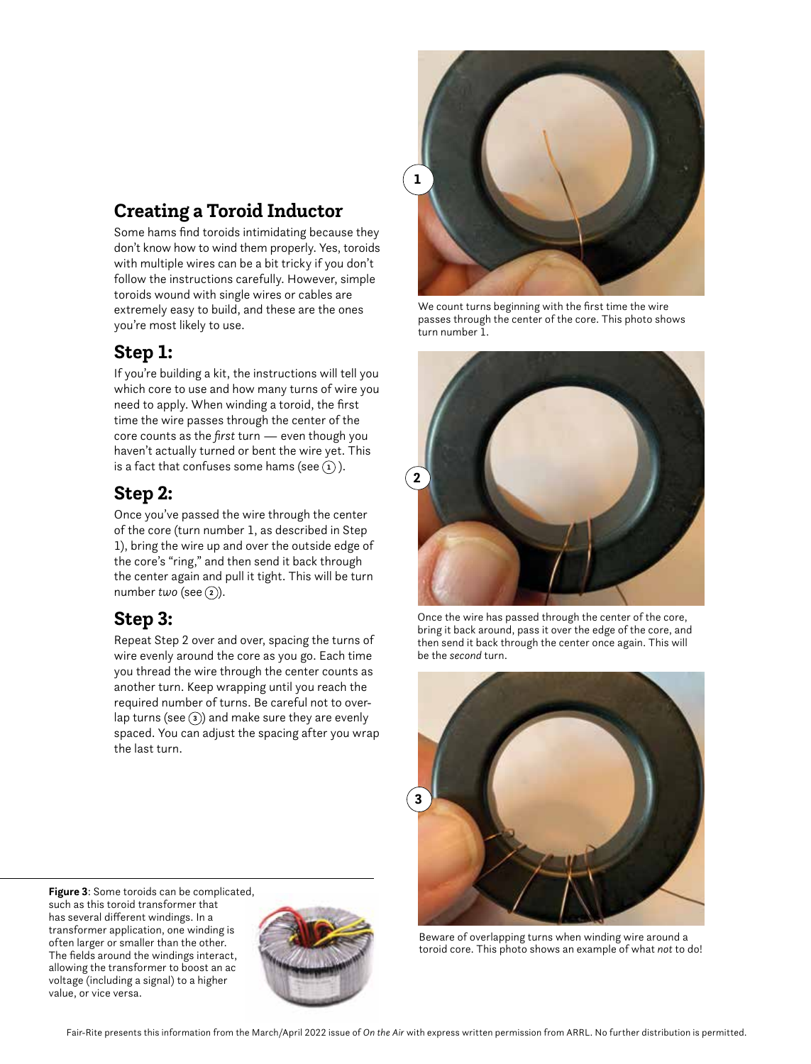## Creating a Toroid Inductor

Some hams find toroids intimidating because they don't know how to wind them properly. Yes, toroids with multiple wires can be a bit tricky if you don't follow the instructions carefully. However, simple toroids wound with single wires or cables are extremely easy to build, and these are the ones you're most likely to use.

### Step 1:

If you're building a kit, the instructions will tell you which core to use and how many turns of wire you need to apply. When winding a toroid, the first time the wire passes through the center of the core counts as the *first* turn — even though you haven't actually turned or bent the wire yet. This is a fact that confuses some hams (see (1)).

### Step 2:

Once you've passed the wire through the center of the core (turn number 1, as described in Step 1), bring the wire up and over the outside edge of the core's "ring," and then send it back through the center again and pull it tight. This will be turn number *two* (see (2)).

### Step 3:

Repeat Step 2 over and over, spacing the turns of wire evenly around the core as you go. Each time you thread the wire through the center counts as another turn. Keep wrapping until you reach the required number of turns. Be careful not to overlap turns (see (3)) and make sure they are evenly spaced. You can adjust the spacing after you wrap the last turn.

1

We count turns beginning with the first time the wire passes through the center of the core. This photo shows turn number 1.

2

Once the wire has passed through the center of the core, bring it back around, pass it over the edge of the core, and then send it back through the center once again. This will be the *second* turn.

3

Beware of overlapping turns when winding wire around a toroid core. This photo shows an example of what *not* to do!

**Figure 3**: Some toroids can be complicated, such as this toroid transformer that has several different windings. In a transformer application, one winding is often larger or smaller than the other. The fields around the windings interact, allowing the transformer to boost an ac voltage (including a signal) to a higher value, or vice versa.

Fair-Rite presents this information from the March/April 2022 issue of *On the Air* with express written permission from ARRL. No further distribution is permitted.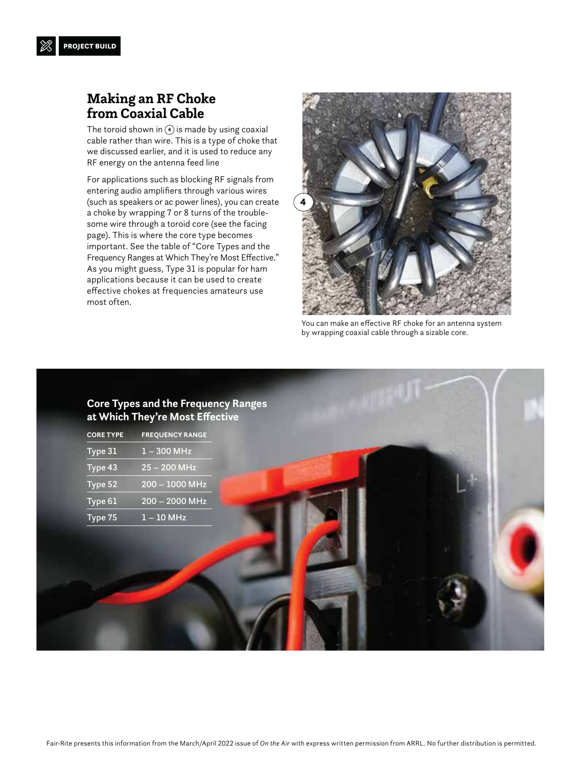## Making an RF Choke from Coaxial Cable

The toroid shown in (4) is made by using coaxial cable rather than wire. This is a type of choke that we discussed earlier, and it is used to reduce any RF energy on the antenna feed line

For applications such as blocking RF signals from entering audio amplifiers through various wires (such as speakers or ac power lines), you can create a choke by wrapping 7 or 8 turns of the troublesome wire through a toroid core (see the facing page). This is where the core type becomes important. See the table of "Core Types and the Frequency Ranges at Which They're Most Effective." As you might guess, Type 31 is popular for ham applications because it can be used to create effective chokes at frequencies amateurs use most often.

You can make an effective RF choke for an antenna system by wrapping coaxial cable through a sizable core.

### Core Types and the Frequency Ranges at Which They're Most Effective

| CORE TYPE | FREQUENCY RANGE |
|---|---|
| Type 31 | 1 – 300 MHz |
| Type 43 | 25 – 200 MHz |
| Type 52 | 200 – 1000 MHz |
| Type 61 | 200 – 2000 MHz |
| Type 75 | 1 – 10 MHz |

Fair-Rite presents this information from the March/April 2022 issue of *On the Air* with express written permission from ARRL. No further distribution is permitted.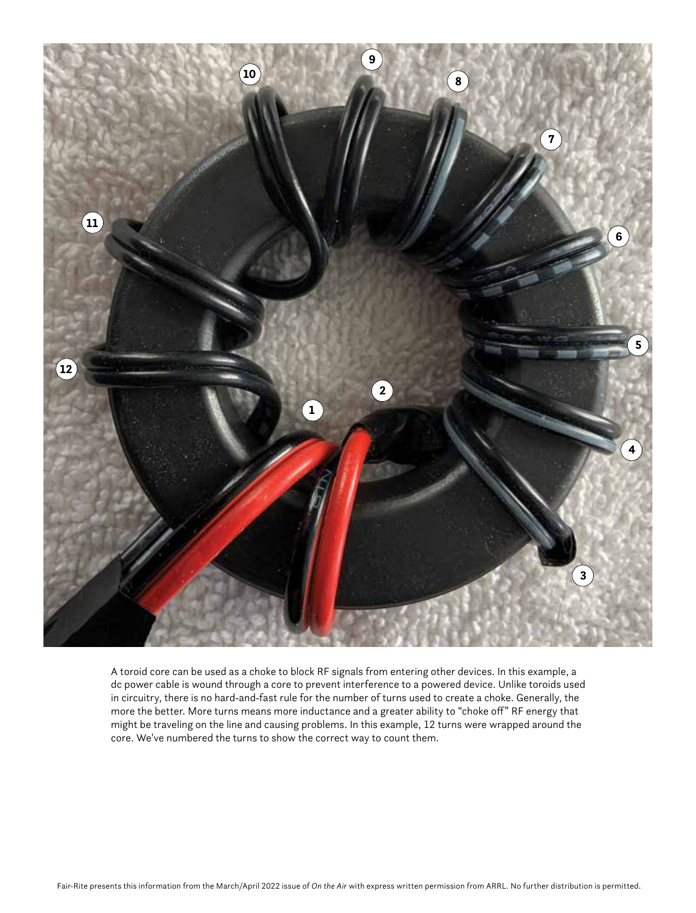A toroid core can be used as a choke to block RF signals from entering other devices. In this example, a dc power cable is wound through a core to prevent interference to a powered device. Unlike toroids used in circuitry, there is no hard-and-fast rule for the number of turns used to create a choke. Generally, the more the better. More turns means more inductance and a greater ability to "choke off" RF energy that might be traveling on the line and causing problems. In this example, 12 turns were wrapped around the core. We've numbered the turns to show the correct way to count them.